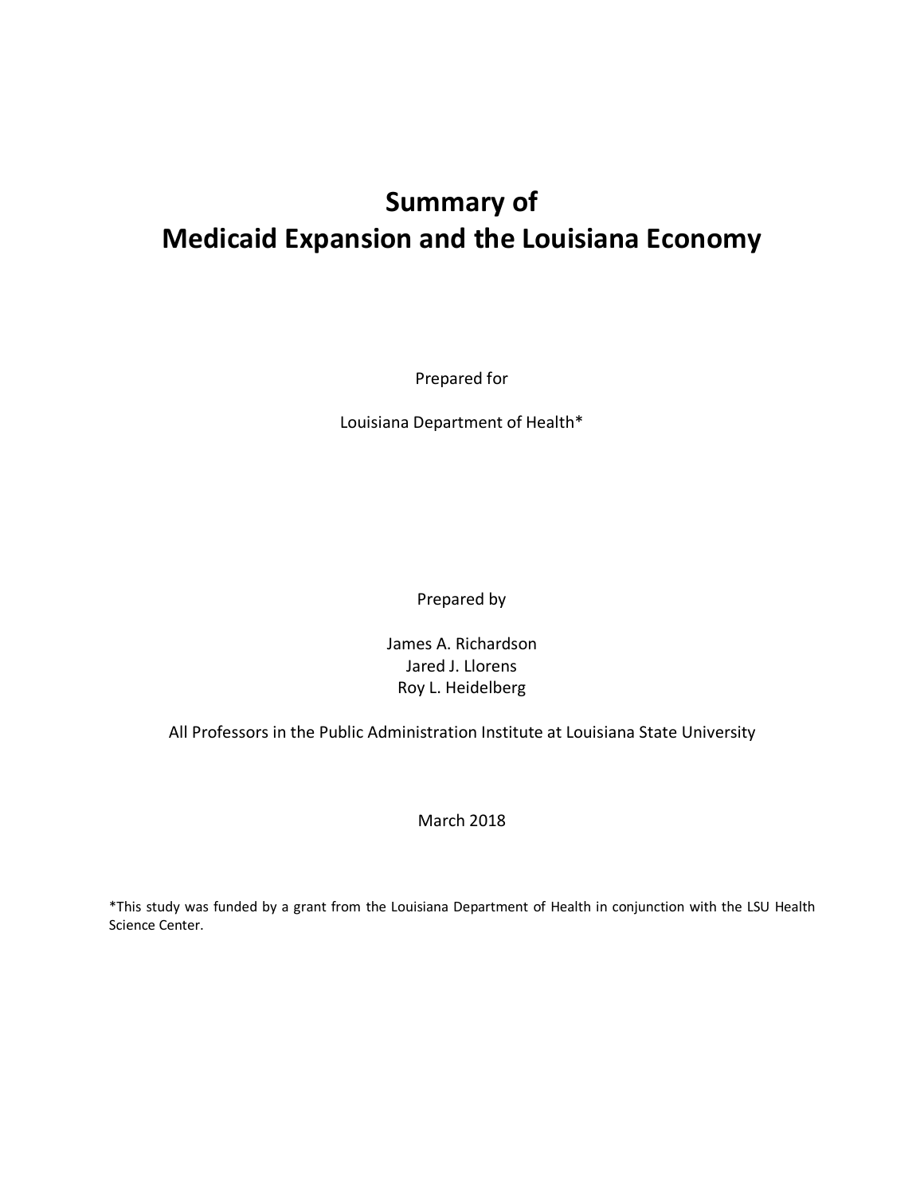# Summary of Medicaid Expansion and the Louisiana Economy

Prepared for

Louisiana Department of Health*

Prepared by

James A. Richardson
Jared J. Llorens
Roy L. Heidelberg

All Professors in the Public Administration Institute at Louisiana State University

March 2018

*This study was funded by a grant from the Louisiana Department of Health in conjunction with the LSU Health Science Center.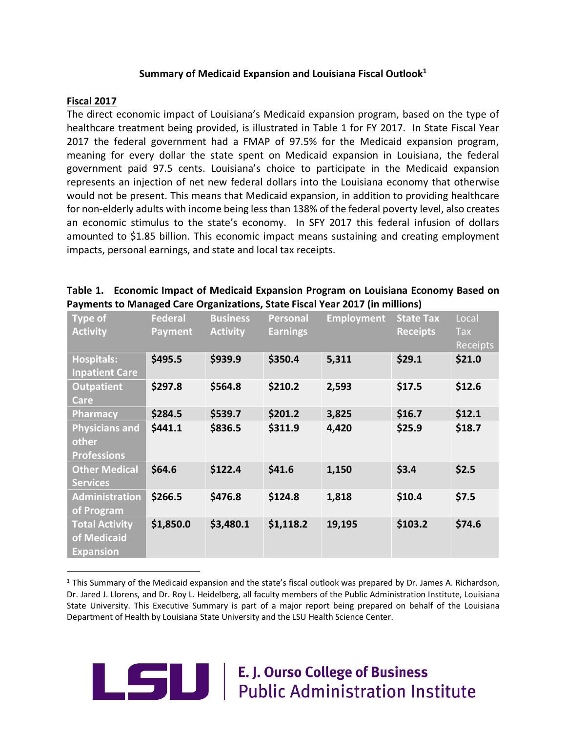**Summary of Medicaid Expansion and Louisiana Fiscal Outlook[1]**

**Fiscal 2017**

The direct economic impact of Louisiana's Medicaid expansion program, based on the type of healthcare treatment being provided, is illustrated in Table 1 for FY 2017. In State Fiscal Year 2017 the federal government had a FMAP of 97.5% for the Medicaid expansion program, meaning for every dollar the state spent on Medicaid expansion in Louisiana, the federal government paid 97.5 cents. Louisiana's choice to participate in the Medicaid expansion represents an injection of net new federal dollars into the Louisiana economy that otherwise would not be present. This means that Medicaid expansion, in addition to providing healthcare for non-elderly adults with income being less than 138% of the federal poverty level, also creates an economic stimulus to the state's economy. In SFY 2017 this federal infusion of dollars amounted to $1.85 billion. This economic impact means sustaining and creating employment impacts, personal earnings, and state and local tax receipts.

**Table 1. Economic Impact of Medicaid Expansion Program on Louisiana Economy Based on Payments to Managed Care Organizations, State Fiscal Year 2017 (in millions)**

| Type of Activity | Federal Payment | Business Activity | Personal Earnings | Employment | State Tax Receipts | Local Tax Receipts |
|---|---|---|---|---|---|---|
| **Hospitals: Inpatient Care** | **$495.5** | **$939.9** | **$350.4** | **5,311** | **$29.1** | **$21.0** |
| **Outpatient Care** | **$297.8** | **$564.8** | **$210.2** | **2,593** | **$17.5** | **$12.6** |
| **Pharmacy** | **$284.5** | **$539.7** | **$201.2** | **3,825** | **$16.7** | **$12.1** |
| **Physicians and other Professions** | **$441.1** | **$836.5** | **$311.9** | **4,420** | **$25.9** | **$18.7** |
| **Other Medical Services** | **$64.6** | **$122.4** | **$41.6** | **1,150** | **$3.4** | **$2.5** |
| **Administration of Program** | **$266.5** | **$476.8** | **$124.8** | **1,818** | **$10.4** | **$7.5** |
| **Total Activity of Medicaid Expansion** | **$1,850.0** | **$3,480.1** | **$1,118.2** | **19,195** | **$103.2** | **$74.6** |

[1] This Summary of the Medicaid expansion and the state's fiscal outlook was prepared by Dr. James A. Richardson, Dr. Jared J. Llorens, and Dr. Roy L. Heidelberg, all faculty members of the Public Administration Institute, Louisiana State University. This Executive Summary is part of a major report being prepared on behalf of the Louisiana Department of Health by Louisiana State University and the LSU Health Science Center.

LSU | E. J. Ourso College of Business
Public Administration Institute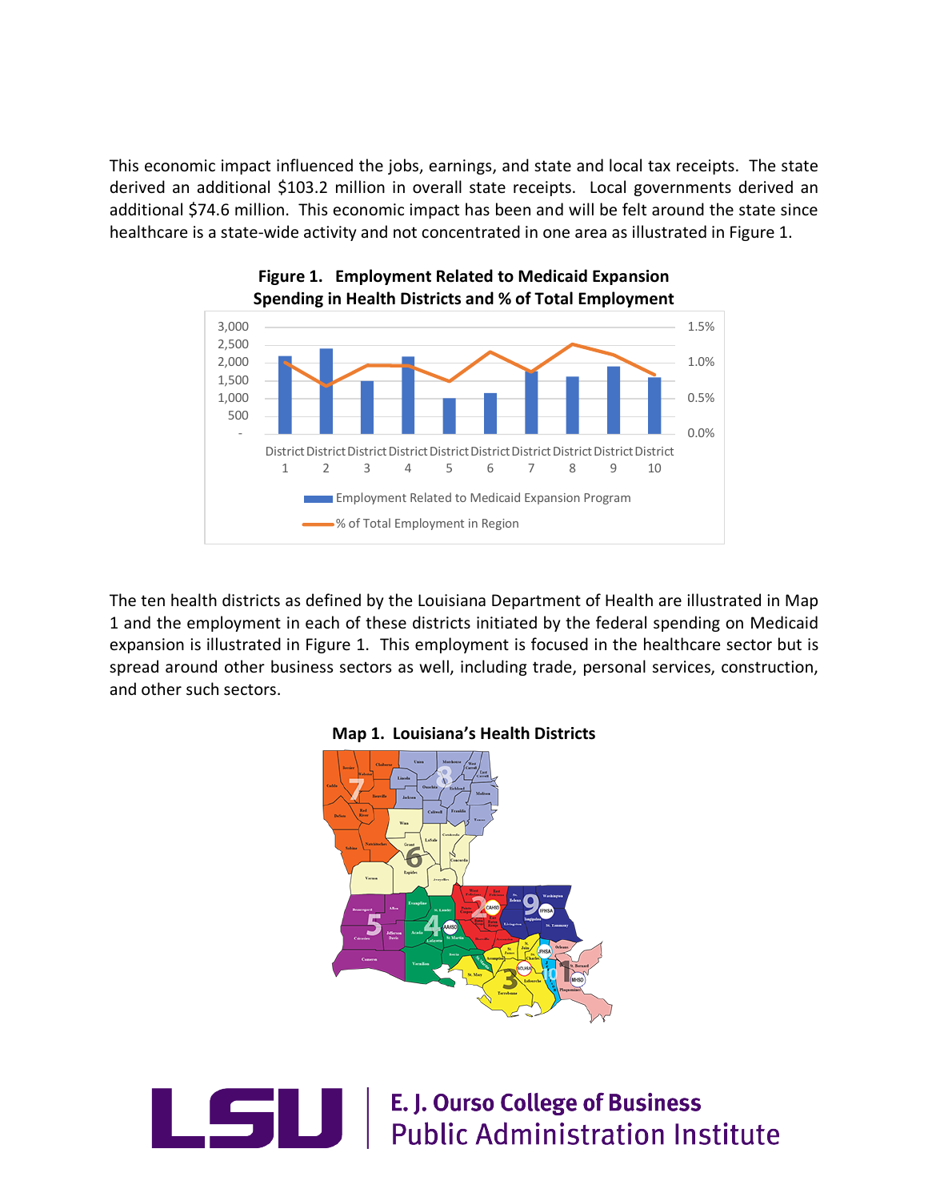This economic impact influenced the jobs, earnings, and state and local tax receipts. The state derived an additional $103.2 million in overall state receipts. Local governments derived an additional $74.6 million. This economic impact has been and will be felt around the state since healthcare is a state-wide activity and not concentrated in one area as illustrated in Figure 1.

**Figure 1. Employment Related to Medicaid Expansion Spending in Health Districts and % of Total Employment**

The ten health districts as defined by the Louisiana Department of Health are illustrated in Map 1 and the employment in each of these districts initiated by the federal spending on Medicaid expansion is illustrated in Figure 1. This employment is focused in the healthcare sector but is spread around other business sectors as well, including trade, personal services, construction, and other such sectors.

**Map 1. Louisiana's Health Districts**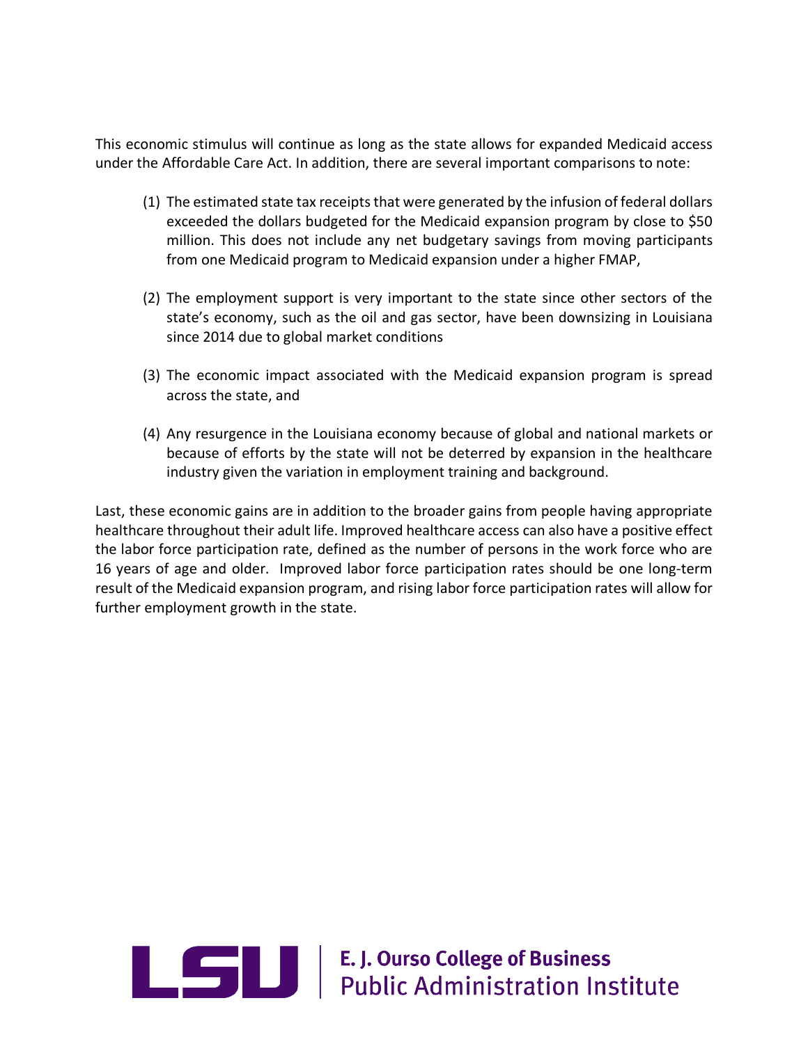This economic stimulus will continue as long as the state allows for expanded Medicaid access under the Affordable Care Act. In addition, there are several important comparisons to note:

(1) The estimated state tax receipts that were generated by the infusion of federal dollars exceeded the dollars budgeted for the Medicaid expansion program by close to $50 million. This does not include any net budgetary savings from moving participants from one Medicaid program to Medicaid expansion under a higher FMAP,

(2) The employment support is very important to the state since other sectors of the state's economy, such as the oil and gas sector, have been downsizing in Louisiana since 2014 due to global market conditions

(3) The economic impact associated with the Medicaid expansion program is spread across the state, and

(4) Any resurgence in the Louisiana economy because of global and national markets or because of efforts by the state will not be deterred by expansion in the healthcare industry given the variation in employment training and background.

Last, these economic gains are in addition to the broader gains from people having appropriate healthcare throughout their adult life. Improved healthcare access can also have a positive effect the labor force participation rate, defined as the number of persons in the work force who are 16 years of age and older. Improved labor force participation rates should be one long-term result of the Medicaid expansion program, and rising labor force participation rates will allow for further employment growth in the state.